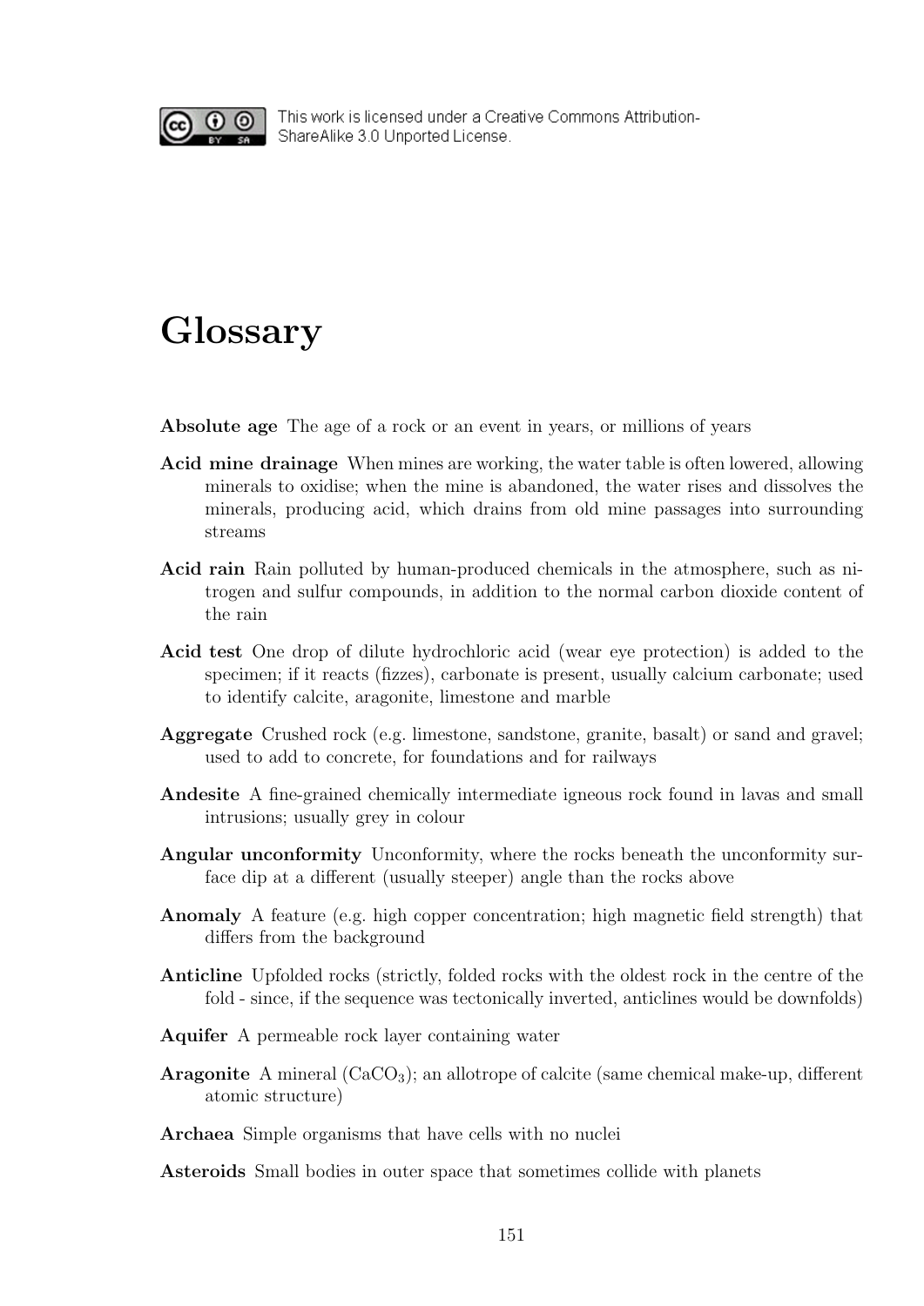This work is licensed under a Creative Commons Attribution-ShareAlike 3.0 Unported License.

# Glossary

**Absolute age** The age of a rock or an event in years, or millions of years

**Acid mine drainage** When mines are working, the water table is often lowered, allowing minerals to oxidise; when the mine is abandoned, the water rises and dissolves the minerals, producing acid, which drains from old mine passages into surrounding streams

**Acid rain** Rain polluted by human-produced chemicals in the atmosphere, such as nitrogen and sulfur compounds, in addition to the normal carbon dioxide content of the rain

**Acid test** One drop of dilute hydrochloric acid (wear eye protection) is added to the specimen; if it reacts (fizzes), carbonate is present, usually calcium carbonate; used to identify calcite, aragonite, limestone and marble

**Aggregate** Crushed rock (e.g. limestone, sandstone, granite, basalt) or sand and gravel; used to add to concrete, for foundations and for railways

**Andesite** A fine-grained chemically intermediate igneous rock found in lavas and small intrusions; usually grey in colour

**Angular unconformity** Unconformity, where the rocks beneath the unconformity surface dip at a different (usually steeper) angle than the rocks above

**Anomaly** A feature (e.g. high copper concentration; high magnetic field strength) that differs from the background

**Anticline** Upfolded rocks (strictly, folded rocks with the oldest rock in the centre of the fold - since, if the sequence was tectonically inverted, anticlines would be downfolds)

**Aquifer** A permeable rock layer containing water

**Aragonite** A mineral ($CaCO_3$); an allotrope of calcite (same chemical make-up, different atomic structure)

**Archaea** Simple organisms that have cells with no nuclei

**Asteroids** Small bodies in outer space that sometimes collide with planets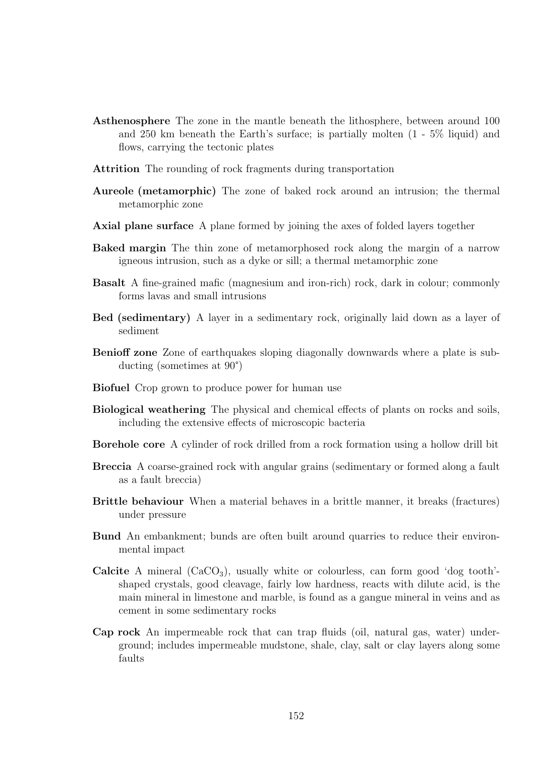**Asthenosphere** The zone in the mantle beneath the lithosphere, between around 100 and 250 km beneath the Earth's surface; is partially molten (1 - 5% liquid) and flows, carrying the tectonic plates

**Attrition** The rounding of rock fragments during transportation

**Aureole (metamorphic)** The zone of baked rock around an intrusion; the thermal metamorphic zone

**Axial plane surface** A plane formed by joining the axes of folded layers together

**Baked margin** The thin zone of metamorphosed rock along the margin of a narrow igneous intrusion, such as a dyke or sill; a thermal metamorphic zone

**Basalt** A fine-grained mafic (magnesium and iron-rich) rock, dark in colour; commonly forms lavas and small intrusions

**Bed (sedimentary)** A layer in a sedimentary rock, originally laid down as a layer of sediment

**Benioff zone** Zone of earthquakes sloping diagonally downwards where a plate is subducting (sometimes at 90°)

**Biofuel** Crop grown to produce power for human use

**Biological weathering** The physical and chemical effects of plants on rocks and soils, including the extensive effects of microscopic bacteria

**Borehole core** A cylinder of rock drilled from a rock formation using a hollow drill bit

**Breccia** A coarse-grained rock with angular grains (sedimentary or formed along a fault as a fault breccia)

**Brittle behaviour** When a material behaves in a brittle manner, it breaks (fractures) under pressure

**Bund** An embankment; bunds are often built around quarries to reduce their environmental impact

**Calcite** A mineral ($CaCO_3$), usually white or colourless, can form good 'dog tooth'-shaped crystals, good cleavage, fairly low hardness, reacts with dilute acid, is the main mineral in limestone and marble, is found as a gangue mineral in veins and as cement in some sedimentary rocks

**Cap rock** An impermeable rock that can trap fluids (oil, natural gas, water) underground; includes impermeable mudstone, shale, clay, salt or clay layers along some faults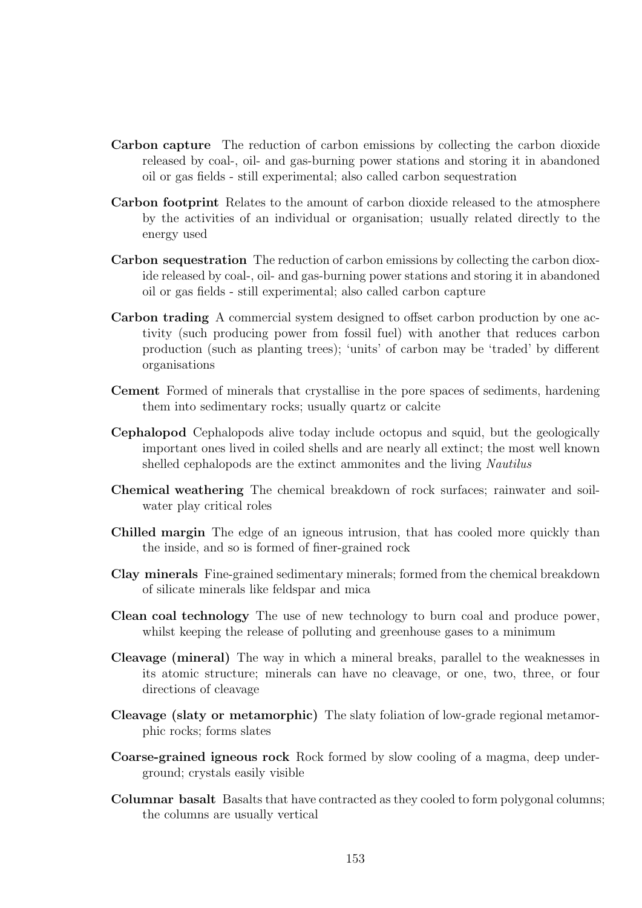**Carbon capture** The reduction of carbon emissions by collecting the carbon dioxide released by coal-, oil- and gas-burning power stations and storing it in abandoned oil or gas fields - still experimental; also called carbon sequestration

**Carbon footprint** Relates to the amount of carbon dioxide released to the atmosphere by the activities of an individual or organisation; usually related directly to the energy used

**Carbon sequestration** The reduction of carbon emissions by collecting the carbon dioxide released by coal-, oil- and gas-burning power stations and storing it in abandoned oil or gas fields - still experimental; also called carbon capture

**Carbon trading** A commercial system designed to offset carbon production by one activity (such producing power from fossil fuel) with another that reduces carbon production (such as planting trees); 'units' of carbon may be 'traded' by different organisations

**Cement** Formed of minerals that crystallise in the pore spaces of sediments, hardening them into sedimentary rocks; usually quartz or calcite

**Cephalopod** Cephalopods alive today include octopus and squid, but the geologically important ones lived in coiled shells and are nearly all extinct; the most well known shelled cephalopods are the extinct ammonites and the living *Nautilus*

**Chemical weathering** The chemical breakdown of rock surfaces; rainwater and soil-water play critical roles

**Chilled margin** The edge of an igneous intrusion, that has cooled more quickly than the inside, and so is formed of finer-grained rock

**Clay minerals** Fine-grained sedimentary minerals; formed from the chemical breakdown of silicate minerals like feldspar and mica

**Clean coal technology** The use of new technology to burn coal and produce power, whilst keeping the release of polluting and greenhouse gases to a minimum

**Cleavage (mineral)** The way in which a mineral breaks, parallel to the weaknesses in its atomic structure; minerals can have no cleavage, or one, two, three, or four directions of cleavage

**Cleavage (slaty or metamorphic)** The slaty foliation of low-grade regional metamorphic rocks; forms slates

**Coarse-grained igneous rock** Rock formed by slow cooling of a magma, deep underground; crystals easily visible

**Columnar basalt** Basalts that have contracted as they cooled to form polygonal columns; the columns are usually vertical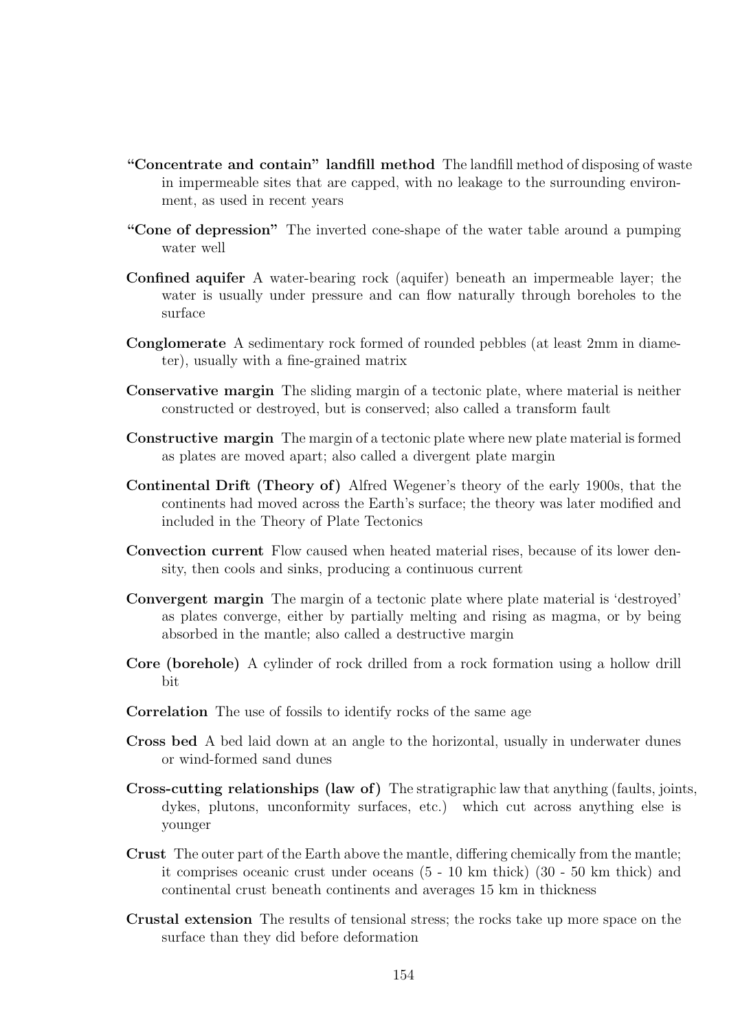**“Concentrate and contain” landfill method** The landfill method of disposing of waste in impermeable sites that are capped, with no leakage to the surrounding environment, as used in recent years

**“Cone of depression”** The inverted cone-shape of the water table around a pumping water well

**Confined aquifer** A water-bearing rock (aquifer) beneath an impermeable layer; the water is usually under pressure and can flow naturally through boreholes to the surface

**Conglomerate** A sedimentary rock formed of rounded pebbles (at least 2mm in diameter), usually with a fine-grained matrix

**Conservative margin** The sliding margin of a tectonic plate, where material is neither constructed or destroyed, but is conserved; also called a transform fault

**Constructive margin** The margin of a tectonic plate where new plate material is formed as plates are moved apart; also called a divergent plate margin

**Continental Drift (Theory of)** Alfred Wegener’s theory of the early 1900s, that the continents had moved across the Earth’s surface; the theory was later modified and included in the Theory of Plate Tectonics

**Convection current** Flow caused when heated material rises, because of its lower density, then cools and sinks, producing a continuous current

**Convergent margin** The margin of a tectonic plate where plate material is ‘destroyed’ as plates converge, either by partially melting and rising as magma, or by being absorbed in the mantle; also called a destructive margin

**Core (borehole)** A cylinder of rock drilled from a rock formation using a hollow drill bit

**Correlation** The use of fossils to identify rocks of the same age

**Cross bed** A bed laid down at an angle to the horizontal, usually in underwater dunes or wind-formed sand dunes

**Cross-cutting relationships (law of)** The stratigraphic law that anything (faults, joints, dykes, plutons, unconformity surfaces, etc.) which cut across anything else is younger

**Crust** The outer part of the Earth above the mantle, differing chemically from the mantle; it comprises oceanic crust under oceans (5 - 10 km thick) (30 - 50 km thick) and continental crust beneath continents and averages 15 km in thickness

**Crustal extension** The results of tensional stress; the rocks take up more space on the surface than they did before deformation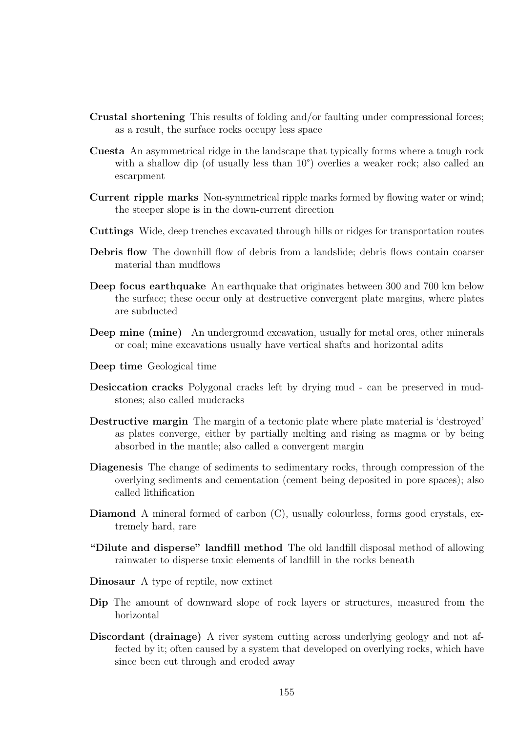**Crustal shortening** This results of folding and/or faulting under compressional forces; as a result, the surface rocks occupy less space

**Cuesta** An asymmetrical ridge in the landscape that typically forms where a tough rock with a shallow dip (of usually less than 10°) overlies a weaker rock; also called an escarpment

**Current ripple marks** Non-symmetrical ripple marks formed by flowing water or wind; the steeper slope is in the down-current direction

**Cuttings** Wide, deep trenches excavated through hills or ridges for transportation routes

**Debris flow** The downhill flow of debris from a landslide; debris flows contain coarser material than mudflows

**Deep focus earthquake** An earthquake that originates between 300 and 700 km below the surface; these occur only at destructive convergent plate margins, where plates are subducted

**Deep mine (mine)** An underground excavation, usually for metal ores, other minerals or coal; mine excavations usually have vertical shafts and horizontal adits

**Deep time** Geological time

**Desiccation cracks** Polygonal cracks left by drying mud - can be preserved in mudstones; also called mudcracks

**Destructive margin** The margin of a tectonic plate where plate material is 'destroyed' as plates converge, either by partially melting and rising as magma or by being absorbed in the mantle; also called a convergent margin

**Diagenesis** The change of sediments to sedimentary rocks, through compression of the overlying sediments and cementation (cement being deposited in pore spaces); also called lithification

**Diamond** A mineral formed of carbon (C), usually colourless, forms good crystals, extremely hard, rare

**"Dilute and disperse" landfill method** The old landfill disposal method of allowing rainwater to disperse toxic elements of landfill in the rocks beneath

**Dinosaur** A type of reptile, now extinct

**Dip** The amount of downward slope of rock layers or structures, measured from the horizontal

**Discordant (drainage)** A river system cutting across underlying geology and not affected by it; often caused by a system that developed on overlying rocks, which have since been cut through and eroded away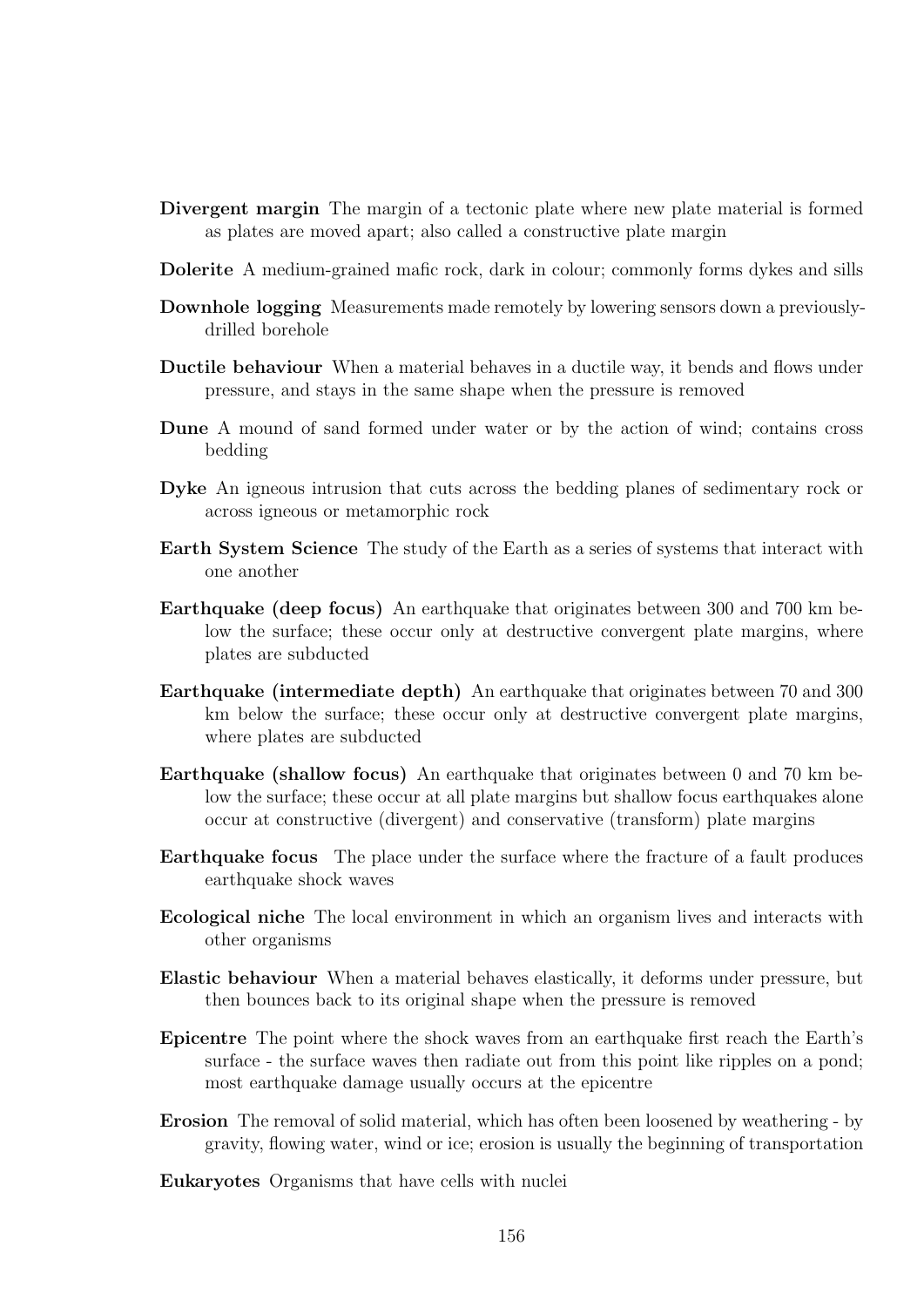**Divergent margin** The margin of a tectonic plate where new plate material is formed as plates are moved apart; also called a constructive plate margin

**Dolerite** A medium-grained mafic rock, dark in colour; commonly forms dykes and sills

**Downhole logging** Measurements made remotely by lowering sensors down a previously-drilled borehole

**Ductile behaviour** When a material behaves in a ductile way, it bends and flows under pressure, and stays in the same shape when the pressure is removed

**Dune** A mound of sand formed under water or by the action of wind; contains cross bedding

**Dyke** An igneous intrusion that cuts across the bedding planes of sedimentary rock or across igneous or metamorphic rock

**Earth System Science** The study of the Earth as a series of systems that interact with one another

**Earthquake (deep focus)** An earthquake that originates between 300 and 700 km below the surface; these occur only at destructive convergent plate margins, where plates are subducted

**Earthquake (intermediate depth)** An earthquake that originates between 70 and 300 km below the surface; these occur only at destructive convergent plate margins, where plates are subducted

**Earthquake (shallow focus)** An earthquake that originates between 0 and 70 km below the surface; these occur at all plate margins but shallow focus earthquakes alone occur at constructive (divergent) and conservative (transform) plate margins

**Earthquake focus** The place under the surface where the fracture of a fault produces earthquake shock waves

**Ecological niche** The local environment in which an organism lives and interacts with other organisms

**Elastic behaviour** When a material behaves elastically, it deforms under pressure, but then bounces back to its original shape when the pressure is removed

**Epicentre** The point where the shock waves from an earthquake first reach the Earth's surface - the surface waves then radiate out from this point like ripples on a pond; most earthquake damage usually occurs at the epicentre

**Erosion** The removal of solid material, which has often been loosened by weathering - by gravity, flowing water, wind or ice; erosion is usually the beginning of transportation

**Eukaryotes** Organisms that have cells with nuclei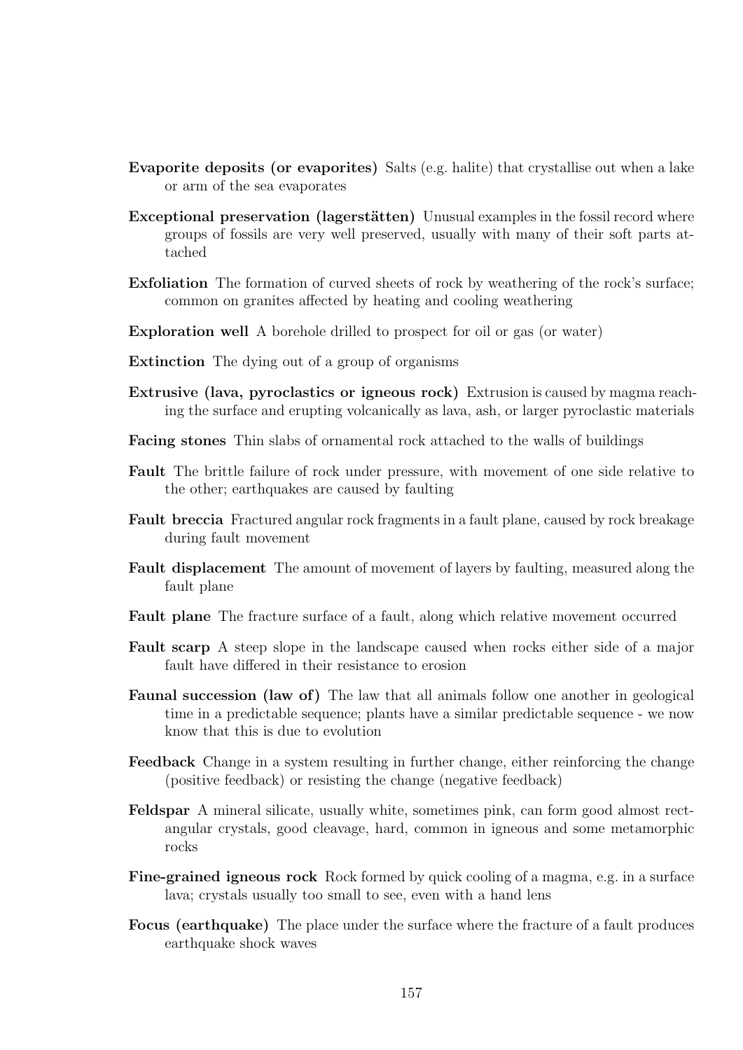**Evaporite deposits (or evaporites)** Salts (e.g. halite) that crystallise out when a lake or arm of the sea evaporates

**Exceptional preservation (lagerstätten)** Unusual examples in the fossil record where groups of fossils are very well preserved, usually with many of their soft parts attached

**Exfoliation** The formation of curved sheets of rock by weathering of the rock's surface; common on granites affected by heating and cooling weathering

**Exploration well** A borehole drilled to prospect for oil or gas (or water)

**Extinction** The dying out of a group of organisms

**Extrusive (lava, pyroclastics or igneous rock)** Extrusion is caused by magma reaching the surface and erupting volcanically as lava, ash, or larger pyroclastic materials

**Facing stones** Thin slabs of ornamental rock attached to the walls of buildings

**Fault** The brittle failure of rock under pressure, with movement of one side relative to the other; earthquakes are caused by faulting

**Fault breccia** Fractured angular rock fragments in a fault plane, caused by rock breakage during fault movement

**Fault displacement** The amount of movement of layers by faulting, measured along the fault plane

**Fault plane** The fracture surface of a fault, along which relative movement occurred

**Fault scarp** A steep slope in the landscape caused when rocks either side of a major fault have differed in their resistance to erosion

**Faunal succession (law of)** The law that all animals follow one another in geological time in a predictable sequence; plants have a similar predictable sequence - we now know that this is due to evolution

**Feedback** Change in a system resulting in further change, either reinforcing the change (positive feedback) or resisting the change (negative feedback)

**Feldspar** A mineral silicate, usually white, sometimes pink, can form good almost rectangular crystals, good cleavage, hard, common in igneous and some metamorphic rocks

**Fine-grained igneous rock** Rock formed by quick cooling of a magma, e.g. in a surface lava; crystals usually too small to see, even with a hand lens

**Focus (earthquake)** The place under the surface where the fracture of a fault produces earthquake shock waves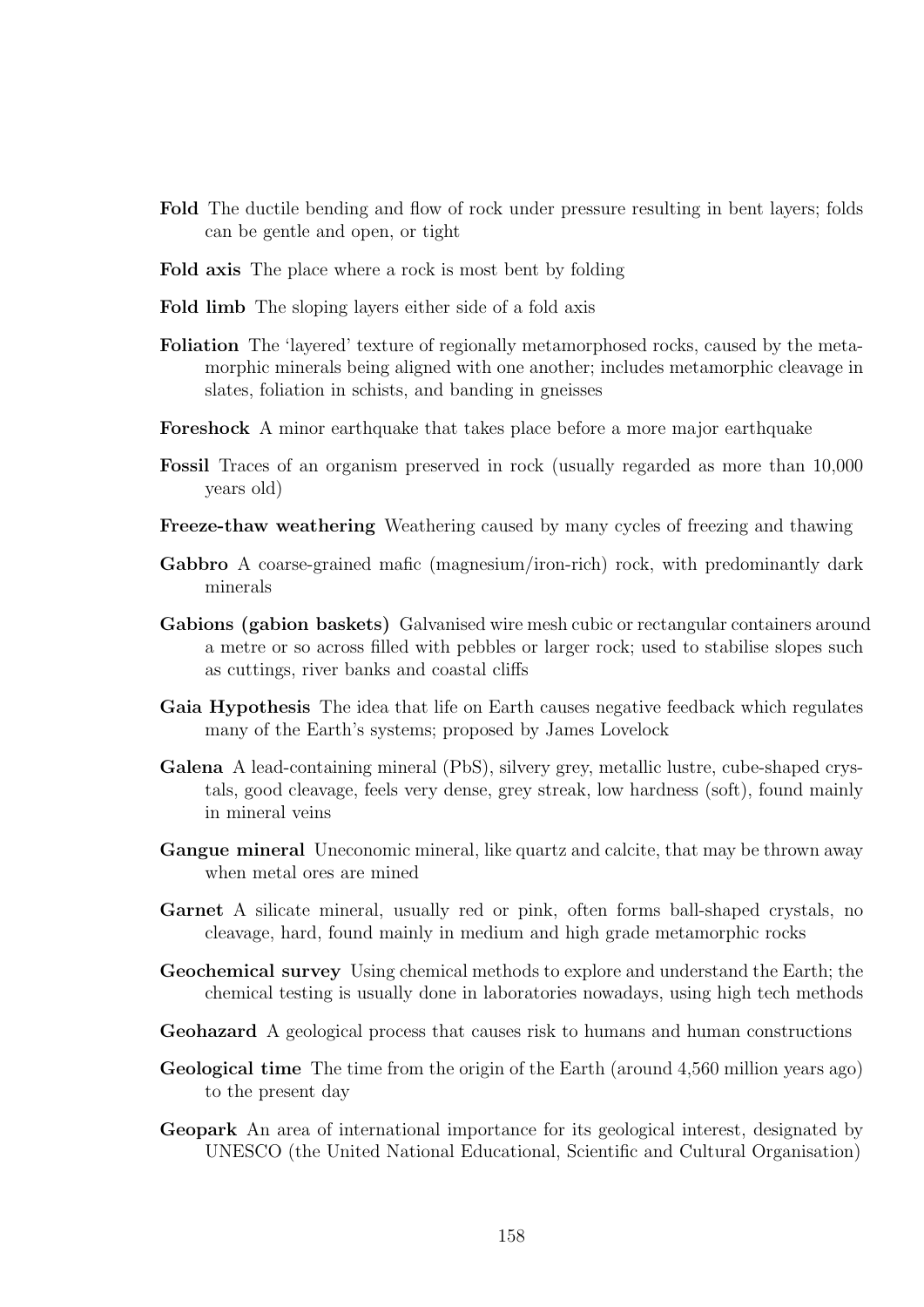**Fold** The ductile bending and flow of rock under pressure resulting in bent layers; folds can be gentle and open, or tight

**Fold axis** The place where a rock is most bent by folding

**Fold limb** The sloping layers either side of a fold axis

**Foliation** The 'layered' texture of regionally metamorphosed rocks, caused by the metamorphic minerals being aligned with one another; includes metamorphic cleavage in slates, foliation in schists, and banding in gneisses

**Foreshock** A minor earthquake that takes place before a more major earthquake

**Fossil** Traces of an organism preserved in rock (usually regarded as more than 10,000 years old)

**Freeze-thaw weathering** Weathering caused by many cycles of freezing and thawing

**Gabbro** A coarse-grained mafic (magnesium/iron-rich) rock, with predominantly dark minerals

**Gabions (gabion baskets)** Galvanised wire mesh cubic or rectangular containers around a metre or so across filled with pebbles or larger rock; used to stabilise slopes such as cuttings, river banks and coastal cliffs

**Gaia Hypothesis** The idea that life on Earth causes negative feedback which regulates many of the Earth's systems; proposed by James Lovelock

**Galena** A lead-containing mineral (PbS), silvery grey, metallic lustre, cube-shaped crystals, good cleavage, feels very dense, grey streak, low hardness (soft), found mainly in mineral veins

**Gangue mineral** Uneconomic mineral, like quartz and calcite, that may be thrown away when metal ores are mined

**Garnet** A silicate mineral, usually red or pink, often forms ball-shaped crystals, no cleavage, hard, found mainly in medium and high grade metamorphic rocks

**Geochemical survey** Using chemical methods to explore and understand the Earth; the chemical testing is usually done in laboratories nowadays, using high tech methods

**Geohazard** A geological process that causes risk to humans and human constructions

**Geological time** The time from the origin of the Earth (around 4,560 million years ago) to the present day

**Geopark** An area of international importance for its geological interest, designated by UNESCO (the United National Educational, Scientific and Cultural Organisation)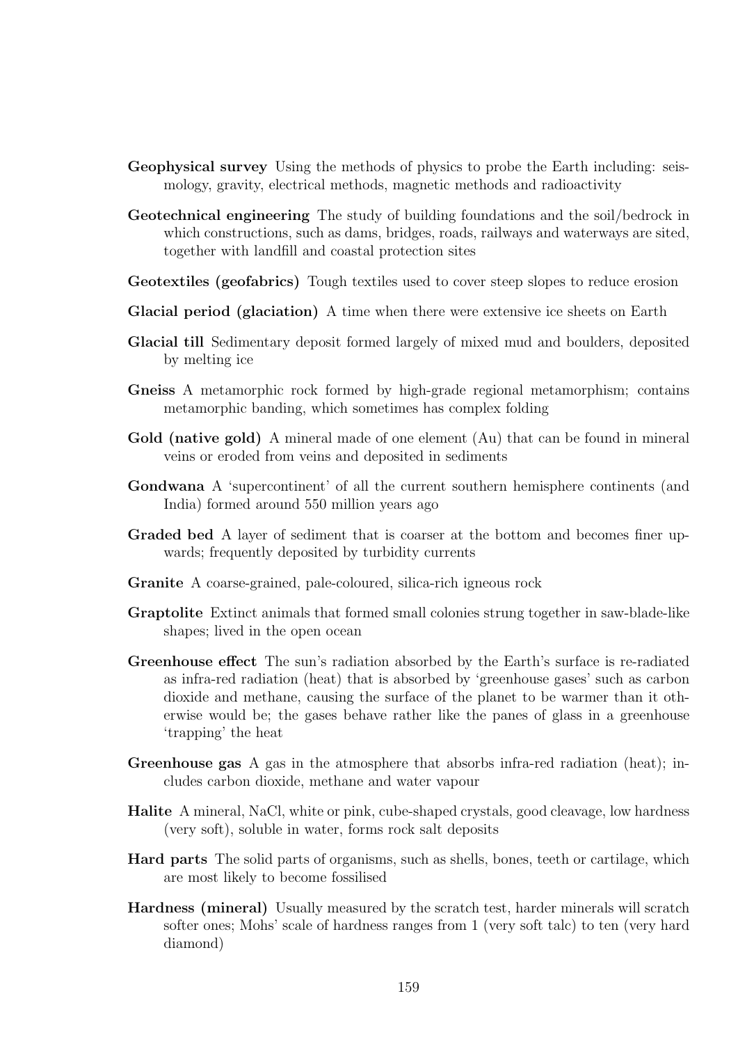**Geophysical survey** Using the methods of physics to probe the Earth including: seismology, gravity, electrical methods, magnetic methods and radioactivity

**Geotechnical engineering** The study of building foundations and the soil/bedrock in which constructions, such as dams, bridges, roads, railways and waterways are sited, together with landfill and coastal protection sites

**Geotextiles (geofabrics)** Tough textiles used to cover steep slopes to reduce erosion

**Glacial period (glaciation)** A time when there were extensive ice sheets on Earth

**Glacial till** Sedimentary deposit formed largely of mixed mud and boulders, deposited by melting ice

**Gneiss** A metamorphic rock formed by high-grade regional metamorphism; contains metamorphic banding, which sometimes has complex folding

**Gold (native gold)** A mineral made of one element (Au) that can be found in mineral veins or eroded from veins and deposited in sediments

**Gondwana** A 'supercontinent' of all the current southern hemisphere continents (and India) formed around 550 million years ago

**Graded bed** A layer of sediment that is coarser at the bottom and becomes finer upwards; frequently deposited by turbidity currents

**Granite** A coarse-grained, pale-coloured, silica-rich igneous rock

**Graptolite** Extinct animals that formed small colonies strung together in saw-blade-like shapes; lived in the open ocean

**Greenhouse effect** The sun's radiation absorbed by the Earth's surface is re-radiated as infra-red radiation (heat) that is absorbed by 'greenhouse gases' such as carbon dioxide and methane, causing the surface of the planet to be warmer than it otherwise would be; the gases behave rather like the panes of glass in a greenhouse 'trapping' the heat

**Greenhouse gas** A gas in the atmosphere that absorbs infra-red radiation (heat); includes carbon dioxide, methane and water vapour

**Halite** A mineral, NaCl, white or pink, cube-shaped crystals, good cleavage, low hardness (very soft), soluble in water, forms rock salt deposits

**Hard parts** The solid parts of organisms, such as shells, bones, teeth or cartilage, which are most likely to become fossilised

**Hardness (mineral)** Usually measured by the scratch test, harder minerals will scratch softer ones; Mohs' scale of hardness ranges from 1 (very soft talc) to ten (very hard diamond)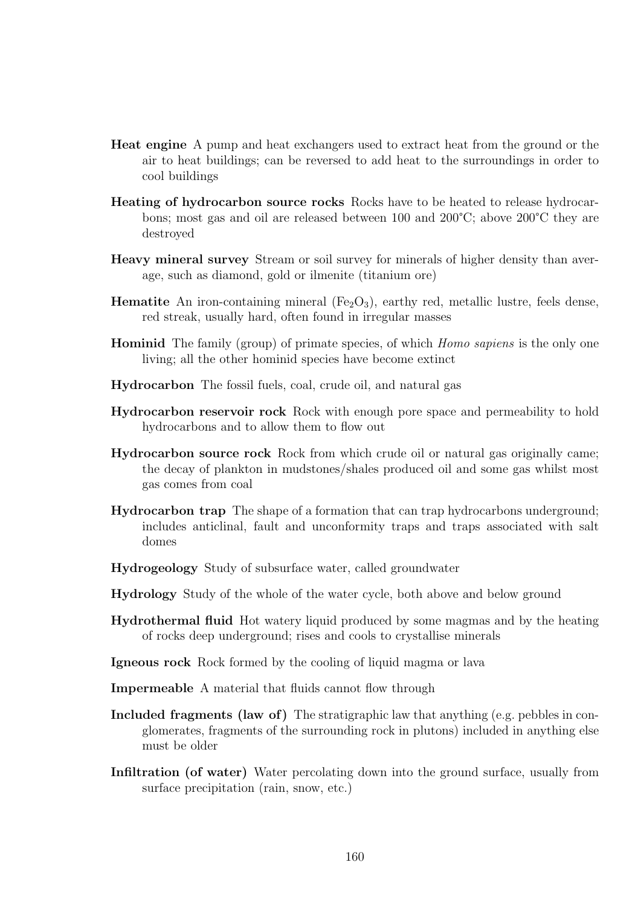**Heat engine** A pump and heat exchangers used to extract heat from the ground or the air to heat buildings; can be reversed to add heat to the surroundings in order to cool buildings

**Heating of hydrocarbon source rocks** Rocks have to be heated to release hydrocarbons; most gas and oil are released between 100 and 200°C; above 200°C they are destroyed

**Heavy mineral survey** Stream or soil survey for minerals of higher density than average, such as diamond, gold or ilmenite (titanium ore)

**Hematite** An iron-containing mineral ($Fe_2O_3$), earthy red, metallic lustre, feels dense, red streak, usually hard, often found in irregular masses

**Hominid** The family (group) of primate species, of which *Homo sapiens* is the only one living; all the other hominid species have become extinct

**Hydrocarbon** The fossil fuels, coal, crude oil, and natural gas

**Hydrocarbon reservoir rock** Rock with enough pore space and permeability to hold hydrocarbons and to allow them to flow out

**Hydrocarbon source rock** Rock from which crude oil or natural gas originally came; the decay of plankton in mudstones/shales produced oil and some gas whilst most gas comes from coal

**Hydrocarbon trap** The shape of a formation that can trap hydrocarbons underground; includes anticlinal, fault and unconformity traps and traps associated with salt domes

**Hydrogeology** Study of subsurface water, called groundwater

**Hydrology** Study of the whole of the water cycle, both above and below ground

**Hydrothermal fluid** Hot watery liquid produced by some magmas and by the heating of rocks deep underground; rises and cools to crystallise minerals

**Igneous rock** Rock formed by the cooling of liquid magma or lava

**Impermeable** A material that fluids cannot flow through

**Included fragments (law of)** The stratigraphic law that anything (e.g. pebbles in conglomerates, fragments of the surrounding rock in plutons) included in anything else must be older

**Infiltration (of water)** Water percolating down into the ground surface, usually from surface precipitation (rain, snow, etc.)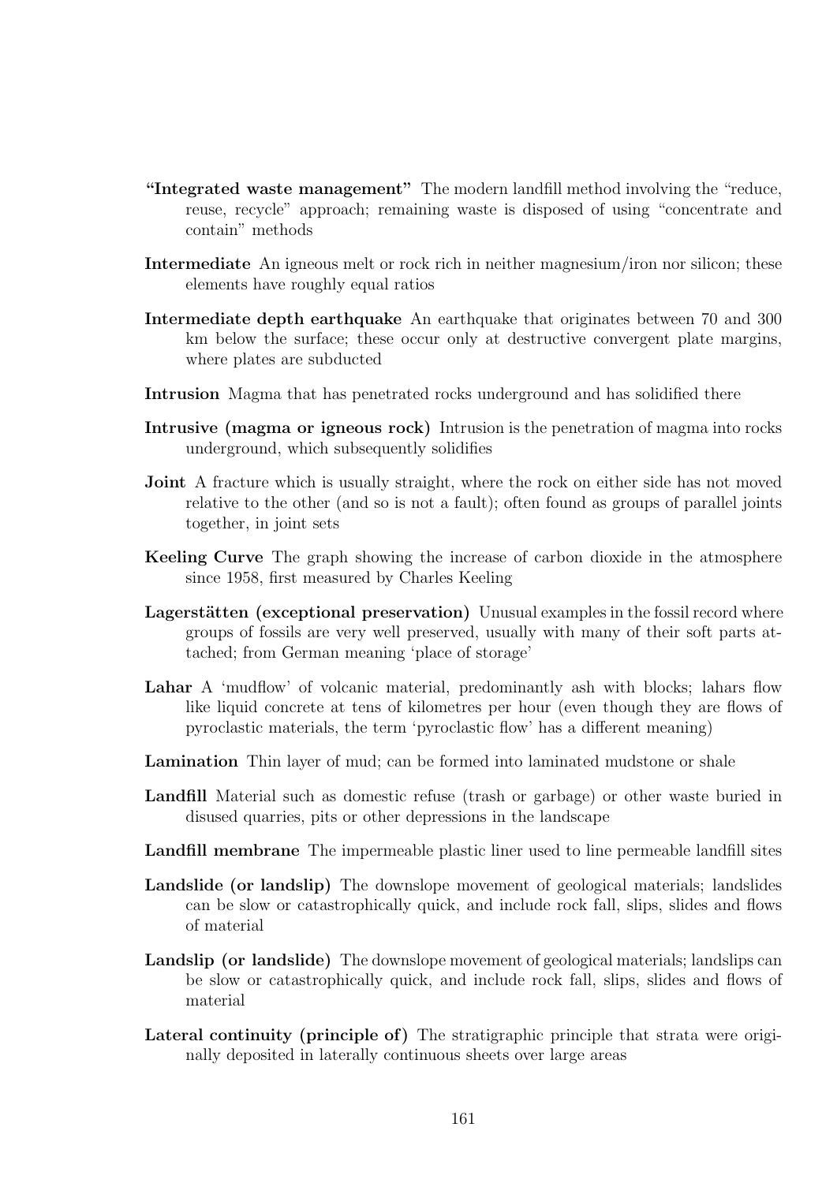**"Integrated waste management"** The modern landfill method involving the "reduce, reuse, recycle" approach; remaining waste is disposed of using "concentrate and contain" methods

**Intermediate** An igneous melt or rock rich in neither magnesium/iron nor silicon; these elements have roughly equal ratios

**Intermediate depth earthquake** An earthquake that originates between 70 and 300 km below the surface; these occur only at destructive convergent plate margins, where plates are subducted

**Intrusion** Magma that has penetrated rocks underground and has solidified there

**Intrusive (magma or igneous rock)** Intrusion is the penetration of magma into rocks underground, which subsequently solidifies

**Joint** A fracture which is usually straight, where the rock on either side has not moved relative to the other (and so is not a fault); often found as groups of parallel joints together, in joint sets

**Keeling Curve** The graph showing the increase of carbon dioxide in the atmosphere since 1958, first measured by Charles Keeling

**Lagerstätten (exceptional preservation)** Unusual examples in the fossil record where groups of fossils are very well preserved, usually with many of their soft parts attached; from German meaning 'place of storage'

**Lahar** A 'mudflow' of volcanic material, predominantly ash with blocks; lahars flow like liquid concrete at tens of kilometres per hour (even though they are flows of pyroclastic materials, the term 'pyroclastic flow' has a different meaning)

**Lamination** Thin layer of mud; can be formed into laminated mudstone or shale

**Landfill** Material such as domestic refuse (trash or garbage) or other waste buried in disused quarries, pits or other depressions in the landscape

**Landfill membrane** The impermeable plastic liner used to line permeable landfill sites

**Landslide (or landslip)** The downslope movement of geological materials; landslides can be slow or catastrophically quick, and include rock fall, slips, slides and flows of material

**Landslip (or landslide)** The downslope movement of geological materials; landslips can be slow or catastrophically quick, and include rock fall, slips, slides and flows of material

**Lateral continuity (principle of)** The stratigraphic principle that strata were originally deposited in laterally continuous sheets over large areas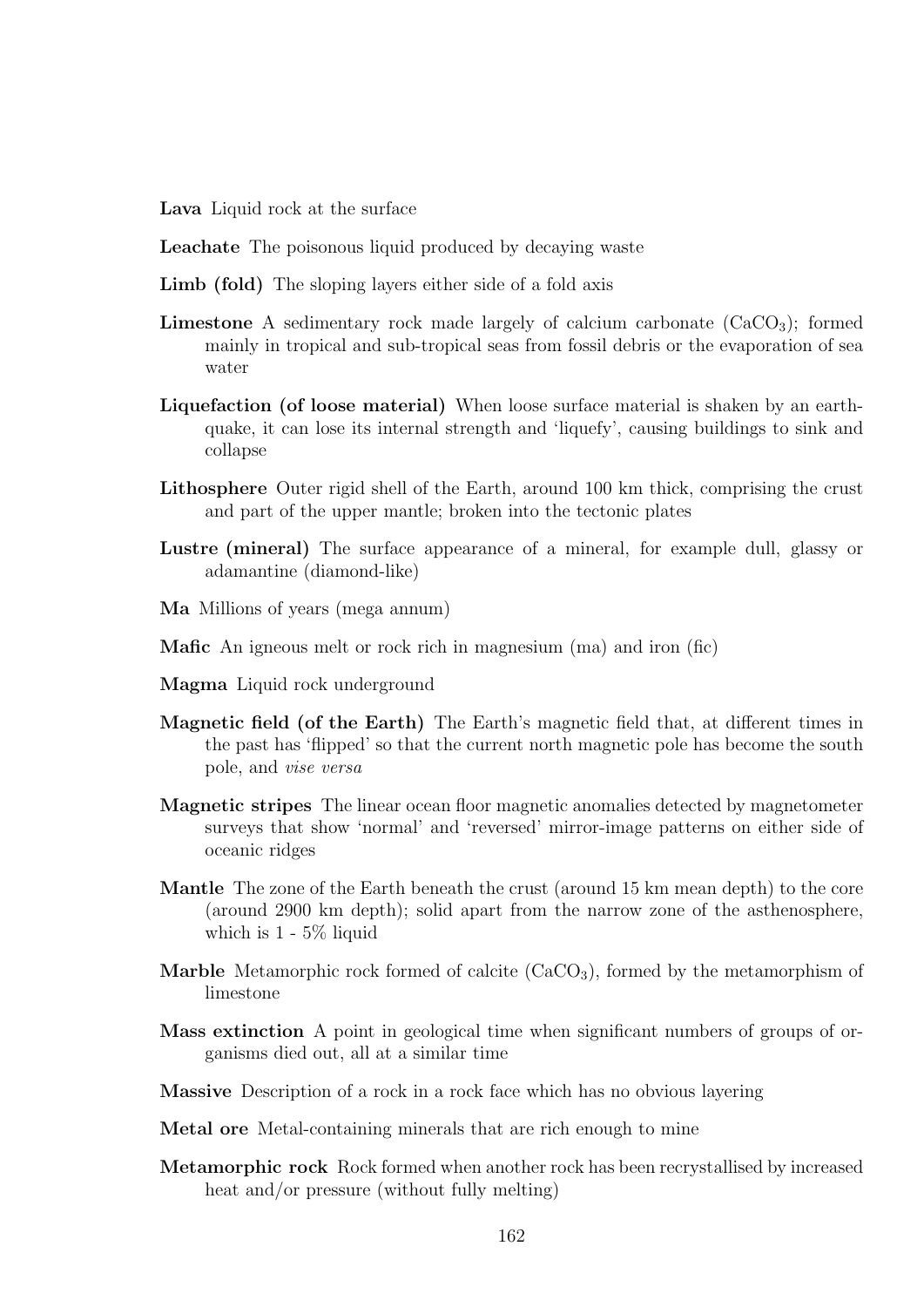**Lava** Liquid rock at the surface

**Leachate** The poisonous liquid produced by decaying waste

**Limb (fold)** The sloping layers either side of a fold axis

**Limestone** A sedimentary rock made largely of calcium carbonate ($CaCO_3$); formed mainly in tropical and sub-tropical seas from fossil debris or the evaporation of sea water

**Liquefaction (of loose material)** When loose surface material is shaken by an earthquake, it can lose its internal strength and 'liquefy', causing buildings to sink and collapse

**Lithosphere** Outer rigid shell of the Earth, around 100 km thick, comprising the crust and part of the upper mantle; broken into the tectonic plates

**Lustre (mineral)** The surface appearance of a mineral, for example dull, glassy or adamantine (diamond-like)

**Ma** Millions of years (mega annum)

**Mafic** An igneous melt or rock rich in magnesium (ma) and iron (fic)

**Magma** Liquid rock underground

**Magnetic field (of the Earth)** The Earth's magnetic field that, at different times in the past has 'flipped' so that the current north magnetic pole has become the south pole, and *vise versa*

**Magnetic stripes** The linear ocean floor magnetic anomalies detected by magnetometer surveys that show 'normal' and 'reversed' mirror-image patterns on either side of oceanic ridges

**Mantle** The zone of the Earth beneath the crust (around 15 km mean depth) to the core (around 2900 km depth); solid apart from the narrow zone of the asthenosphere, which is 1 - 5% liquid

**Marble** Metamorphic rock formed of calcite ($CaCO_3$), formed by the metamorphism of limestone

**Mass extinction** A point in geological time when significant numbers of groups of organisms died out, all at a similar time

**Massive** Description of a rock in a rock face which has no obvious layering

**Metal ore** Metal-containing minerals that are rich enough to mine

**Metamorphic rock** Rock formed when another rock has been recrystallised by increased heat and/or pressure (without fully melting)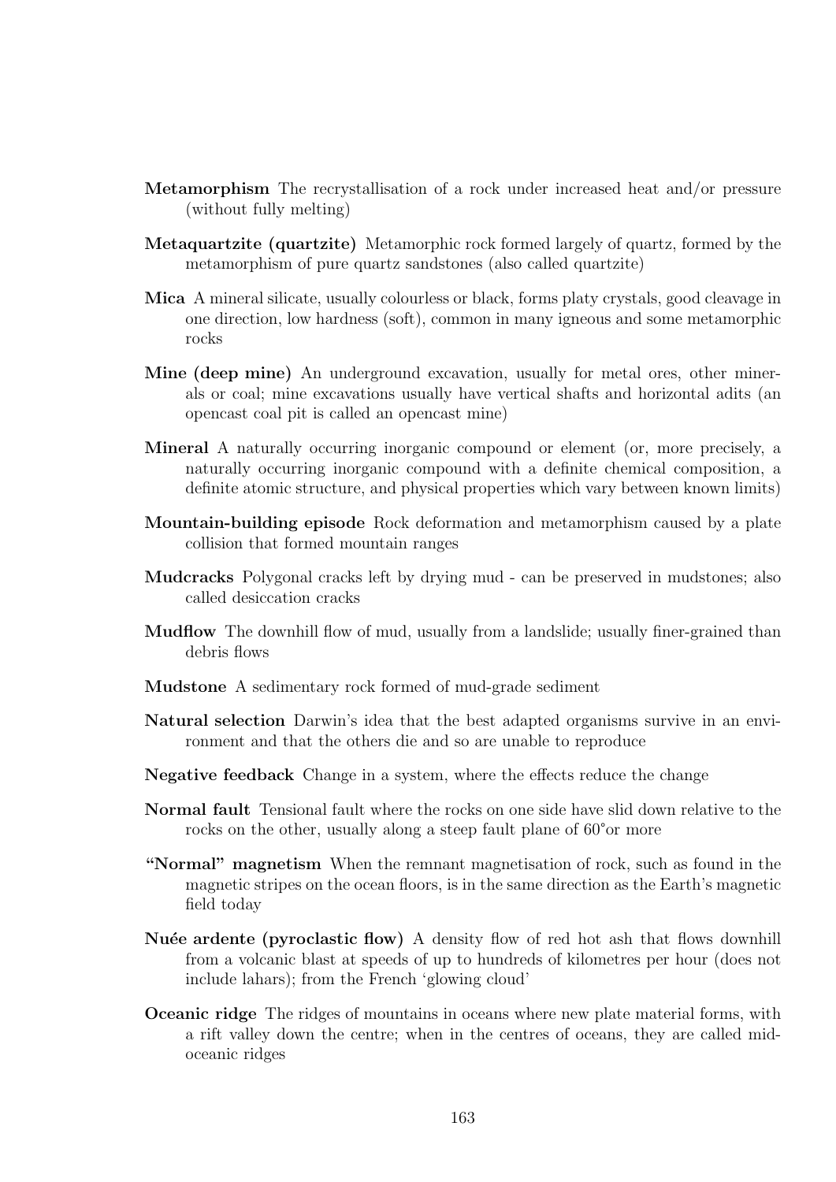**Metamorphism** The recrystallisation of a rock under increased heat and/or pressure (without fully melting)

**Metaquartzite (quartzite)** Metamorphic rock formed largely of quartz, formed by the metamorphism of pure quartz sandstones (also called quartzite)

**Mica** A mineral silicate, usually colourless or black, forms platy crystals, good cleavage in one direction, low hardness (soft), common in many igneous and some metamorphic rocks

**Mine (deep mine)** An underground excavation, usually for metal ores, other minerals or coal; mine excavations usually have vertical shafts and horizontal adits (an opencast coal pit is called an opencast mine)

**Mineral** A naturally occurring inorganic compound or element (or, more precisely, a naturally occurring inorganic compound with a definite chemical composition, a definite atomic structure, and physical properties which vary between known limits)

**Mountain-building episode** Rock deformation and metamorphism caused by a plate collision that formed mountain ranges

**Mudcracks** Polygonal cracks left by drying mud - can be preserved in mudstones; also called desiccation cracks

**Mudflow** The downhill flow of mud, usually from a landslide; usually finer-grained than debris flows

**Mudstone** A sedimentary rock formed of mud-grade sediment

**Natural selection** Darwin's idea that the best adapted organisms survive in an environment and that the others die and so are unable to reproduce

**Negative feedback** Change in a system, where the effects reduce the change

**Normal fault** Tensional fault where the rocks on one side have slid down relative to the rocks on the other, usually along a steep fault plane of 60°or more

**"Normal" magnetism** When the remnant magnetisation of rock, such as found in the magnetic stripes on the ocean floors, is in the same direction as the Earth's magnetic field today

**Nuée ardente (pyroclastic flow)** A density flow of red hot ash that flows downhill from a volcanic blast at speeds of up to hundreds of kilometres per hour (does not include lahars); from the French 'glowing cloud'

**Oceanic ridge** The ridges of mountains in oceans where new plate material forms, with a rift valley down the centre; when in the centres of oceans, they are called mid-oceanic ridges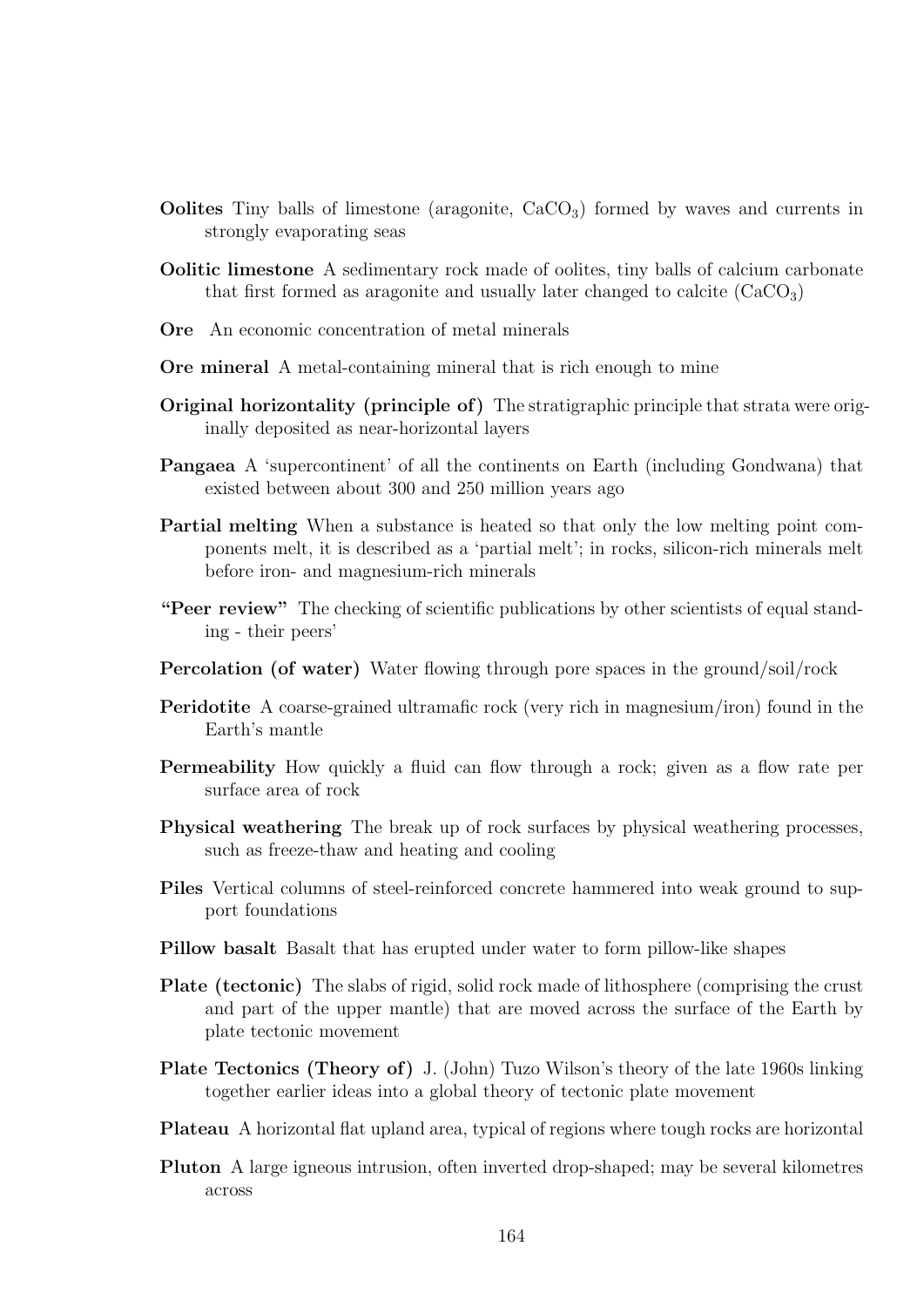**Oolites** Tiny balls of limestone (aragonite, $CaCO_3$) formed by waves and currents in strongly evaporating seas

**Oolitic limestone** A sedimentary rock made of oolites, tiny balls of calcium carbonate that first formed as aragonite and usually later changed to calcite ($CaCO_3$)

**Ore** An economic concentration of metal minerals

**Ore mineral** A metal-containing mineral that is rich enough to mine

**Original horizontality (principle of)** The stratigraphic principle that strata were originally deposited as near-horizontal layers

**Pangaea** A 'supercontinent' of all the continents on Earth (including Gondwana) that existed between about 300 and 250 million years ago

**Partial melting** When a substance is heated so that only the low melting point components melt, it is described as a 'partial melt'; in rocks, silicon-rich minerals melt before iron- and magnesium-rich minerals

**"Peer review"** The checking of scientific publications by other scientists of equal standing - their peers'

**Percolation (of water)** Water flowing through pore spaces in the ground/soil/rock

**Peridotite** A coarse-grained ultramafic rock (very rich in magnesium/iron) found in the Earth's mantle

**Permeability** How quickly a fluid can flow through a rock; given as a flow rate per surface area of rock

**Physical weathering** The break up of rock surfaces by physical weathering processes, such as freeze-thaw and heating and cooling

**Piles** Vertical columns of steel-reinforced concrete hammered into weak ground to support foundations

**Pillow basalt** Basalt that has erupted under water to form pillow-like shapes

**Plate (tectonic)** The slabs of rigid, solid rock made of lithosphere (comprising the crust and part of the upper mantle) that are moved across the surface of the Earth by plate tectonic movement

**Plate Tectonics (Theory of)** J. (John) Tuzo Wilson's theory of the late 1960s linking together earlier ideas into a global theory of tectonic plate movement

**Plateau** A horizontal flat upland area, typical of regions where tough rocks are horizontal

**Pluton** A large igneous intrusion, often inverted drop-shaped; may be several kilometres across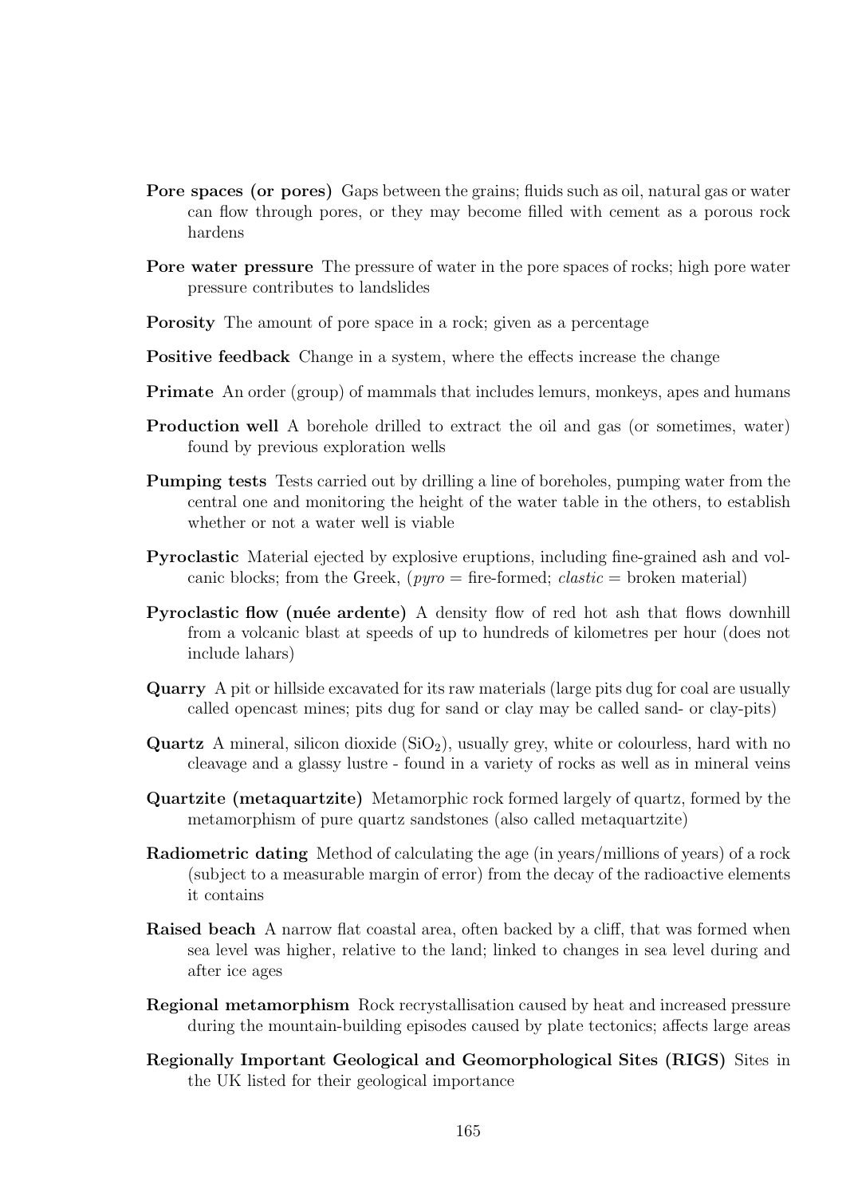**Pore spaces (or pores)** Gaps between the grains; fluids such as oil, natural gas or water can flow through pores, or they may become filled with cement as a porous rock hardens

**Pore water pressure** The pressure of water in the pore spaces of rocks; high pore water pressure contributes to landslides

**Porosity** The amount of pore space in a rock; given as a percentage

**Positive feedback** Change in a system, where the effects increase the change

**Primate** An order (group) of mammals that includes lemurs, monkeys, apes and humans

**Production well** A borehole drilled to extract the oil and gas (or sometimes, water) found by previous exploration wells

**Pumping tests** Tests carried out by drilling a line of boreholes, pumping water from the central one and monitoring the height of the water table in the others, to establish whether or not a water well is viable

**Pyroclastic** Material ejected by explosive eruptions, including fine-grained ash and volcanic blocks; from the Greek, (*pyro* = fire-formed; *clastic* = broken material)

**Pyroclastic flow (nuée ardente)** A density flow of red hot ash that flows downhill from a volcanic blast at speeds of up to hundreds of kilometres per hour (does not include lahars)

**Quarry** A pit or hillside excavated for its raw materials (large pits dug for coal are usually called opencast mines; pits dug for sand or clay may be called sand- or clay-pits)

**Quartz** A mineral, silicon dioxide ($SiO_2$), usually grey, white or colourless, hard with no cleavage and a glassy lustre - found in a variety of rocks as well as in mineral veins

**Quartzite (metaquartzite)** Metamorphic rock formed largely of quartz, formed by the metamorphism of pure quartz sandstones (also called metaquartzite)

**Radiometric dating** Method of calculating the age (in years/millions of years) of a rock (subject to a measurable margin of error) from the decay of the radioactive elements it contains

**Raised beach** A narrow flat coastal area, often backed by a cliff, that was formed when sea level was higher, relative to the land; linked to changes in sea level during and after ice ages

**Regional metamorphism** Rock recrystallisation caused by heat and increased pressure during the mountain-building episodes caused by plate tectonics; affects large areas

**Regionally Important Geological and Geomorphological Sites (RIGS)** Sites in the UK listed for their geological importance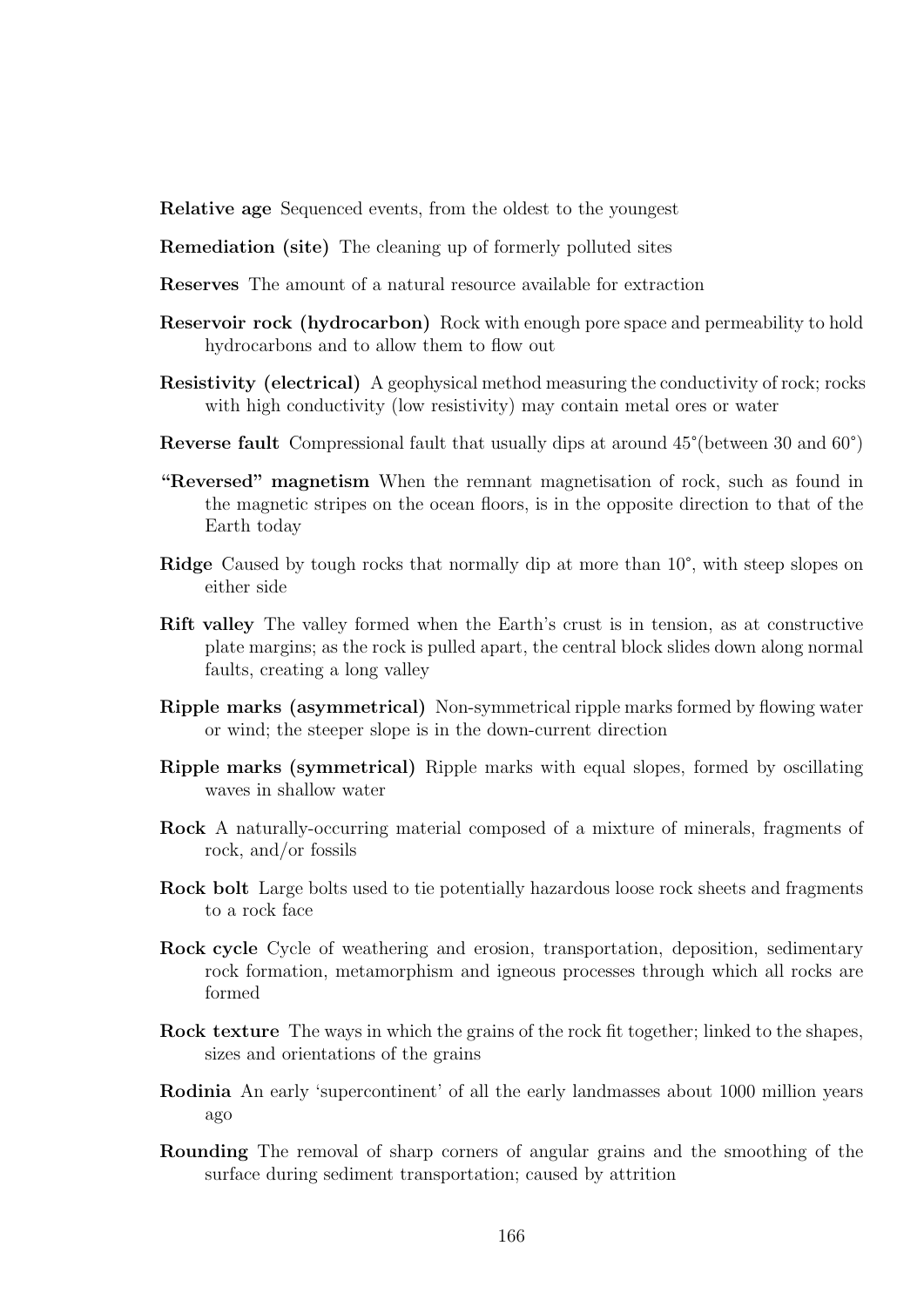**Relative age** Sequenced events, from the oldest to the youngest

**Remediation (site)** The cleaning up of formerly polluted sites

**Reserves** The amount of a natural resource available for extraction

**Reservoir rock (hydrocarbon)** Rock with enough pore space and permeability to hold hydrocarbons and to allow them to flow out

**Resistivity (electrical)** A geophysical method measuring the conductivity of rock; rocks with high conductivity (low resistivity) may contain metal ores or water

**Reverse fault** Compressional fault that usually dips at around 45°(between 30 and 60°)

**"Reversed" magnetism** When the remnant magnetisation of rock, such as found in the magnetic stripes on the ocean floors, is in the opposite direction to that of the Earth today

**Ridge** Caused by tough rocks that normally dip at more than 10°, with steep slopes on either side

**Rift valley** The valley formed when the Earth's crust is in tension, as at constructive plate margins; as the rock is pulled apart, the central block slides down along normal faults, creating a long valley

**Ripple marks (asymmetrical)** Non-symmetrical ripple marks formed by flowing water or wind; the steeper slope is in the down-current direction

**Ripple marks (symmetrical)** Ripple marks with equal slopes, formed by oscillating waves in shallow water

**Rock** A naturally-occurring material composed of a mixture of minerals, fragments of rock, and/or fossils

**Rock bolt** Large bolts used to tie potentially hazardous loose rock sheets and fragments to a rock face

**Rock cycle** Cycle of weathering and erosion, transportation, deposition, sedimentary rock formation, metamorphism and igneous processes through which all rocks are formed

**Rock texture** The ways in which the grains of the rock fit together; linked to the shapes, sizes and orientations of the grains

**Rodinia** An early 'supercontinent' of all the early landmasses about 1000 million years ago

**Rounding** The removal of sharp corners of angular grains and the smoothing of the surface during sediment transportation; caused by attrition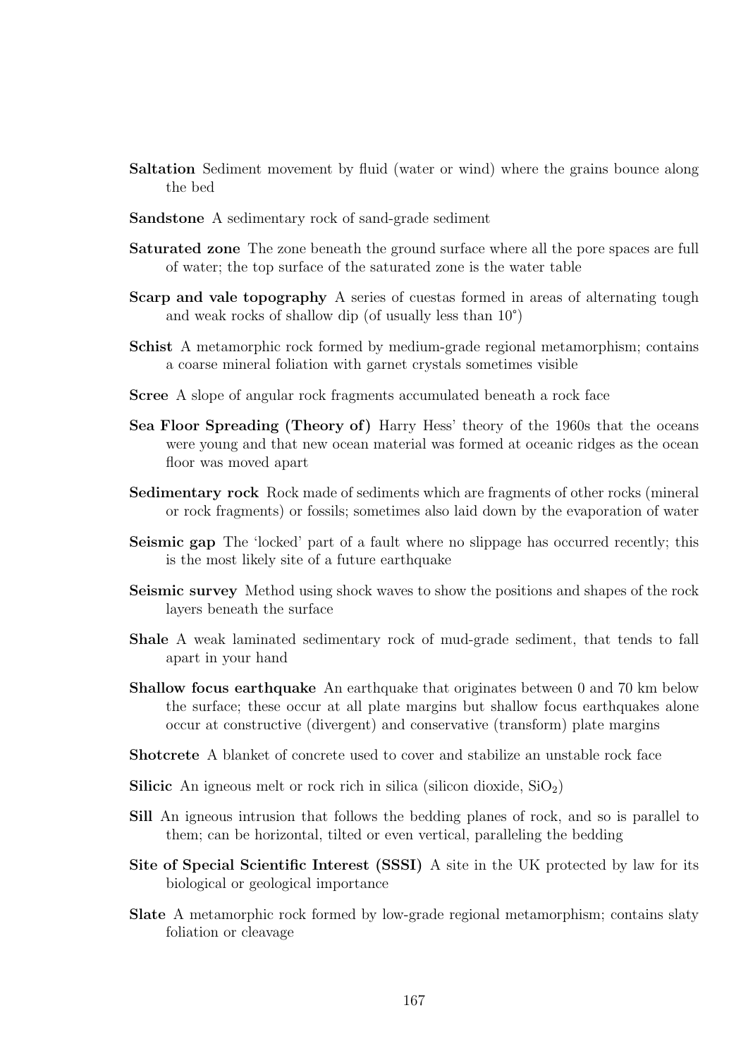**Saltation** Sediment movement by fluid (water or wind) where the grains bounce along the bed

**Sandstone** A sedimentary rock of sand-grade sediment

**Saturated zone** The zone beneath the ground surface where all the pore spaces are full of water; the top surface of the saturated zone is the water table

**Scarp and vale topography** A series of cuestas formed in areas of alternating tough and weak rocks of shallow dip (of usually less than 10°)

**Schist** A metamorphic rock formed by medium-grade regional metamorphism; contains a coarse mineral foliation with garnet crystals sometimes visible

**Scree** A slope of angular rock fragments accumulated beneath a rock face

**Sea Floor Spreading (Theory of)** Harry Hess' theory of the 1960s that the oceans were young and that new ocean material was formed at oceanic ridges as the ocean floor was moved apart

**Sedimentary rock** Rock made of sediments which are fragments of other rocks (mineral or rock fragments) or fossils; sometimes also laid down by the evaporation of water

**Seismic gap** The 'locked' part of a fault where no slippage has occurred recently; this is the most likely site of a future earthquake

**Seismic survey** Method using shock waves to show the positions and shapes of the rock layers beneath the surface

**Shale** A weak laminated sedimentary rock of mud-grade sediment, that tends to fall apart in your hand

**Shallow focus earthquake** An earthquake that originates between 0 and 70 km below the surface; these occur at all plate margins but shallow focus earthquakes alone occur at constructive (divergent) and conservative (transform) plate margins

**Shotcrete** A blanket of concrete used to cover and stabilize an unstable rock face

**Silicic** An igneous melt or rock rich in silica (silicon dioxide, $SiO_2$)

**Sill** An igneous intrusion that follows the bedding planes of rock, and so is parallel to them; can be horizontal, tilted or even vertical, paralleling the bedding

**Site of Special Scientific Interest (SSSI)** A site in the UK protected by law for its biological or geological importance

**Slate** A metamorphic rock formed by low-grade regional metamorphism; contains slaty foliation or cleavage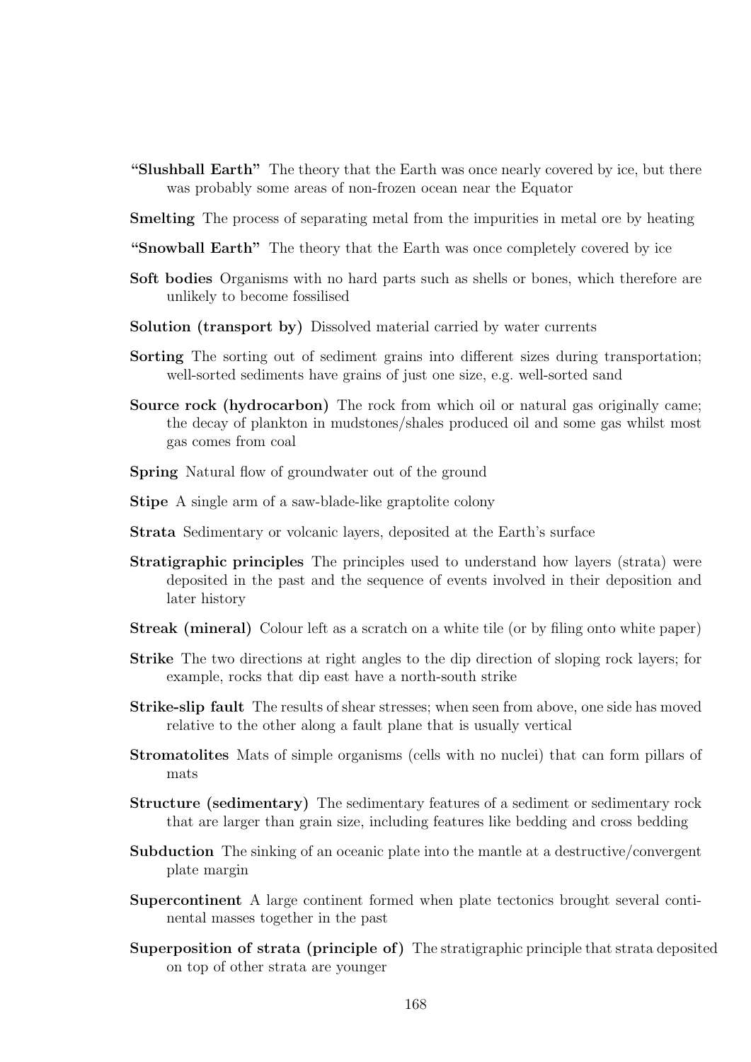**"Slushball Earth"** The theory that the Earth was once nearly covered by ice, but there was probably some areas of non-frozen ocean near the Equator

**Smelting** The process of separating metal from the impurities in metal ore by heating

**"Snowball Earth"** The theory that the Earth was once completely covered by ice

**Soft bodies** Organisms with no hard parts such as shells or bones, which therefore are unlikely to become fossilised

**Solution (transport by)** Dissolved material carried by water currents

**Sorting** The sorting out of sediment grains into different sizes during transportation; well-sorted sediments have grains of just one size, e.g. well-sorted sand

**Source rock (hydrocarbon)** The rock from which oil or natural gas originally came; the decay of plankton in mudstones/shales produced oil and some gas whilst most gas comes from coal

**Spring** Natural flow of groundwater out of the ground

**Stipe** A single arm of a saw-blade-like graptolite colony

**Strata** Sedimentary or volcanic layers, deposited at the Earth's surface

**Stratigraphic principles** The principles used to understand how layers (strata) were deposited in the past and the sequence of events involved in their deposition and later history

**Streak (mineral)** Colour left as a scratch on a white tile (or by filing onto white paper)

**Strike** The two directions at right angles to the dip direction of sloping rock layers; for example, rocks that dip east have a north-south strike

**Strike-slip fault** The results of shear stresses; when seen from above, one side has moved relative to the other along a fault plane that is usually vertical

**Stromatolites** Mats of simple organisms (cells with no nuclei) that can form pillars of mats

**Structure (sedimentary)** The sedimentary features of a sediment or sedimentary rock that are larger than grain size, including features like bedding and cross bedding

**Subduction** The sinking of an oceanic plate into the mantle at a destructive/convergent plate margin

**Supercontinent** A large continent formed when plate tectonics brought several continental masses together in the past

**Superposition of strata (principle of)** The stratigraphic principle that strata deposited on top of other strata are younger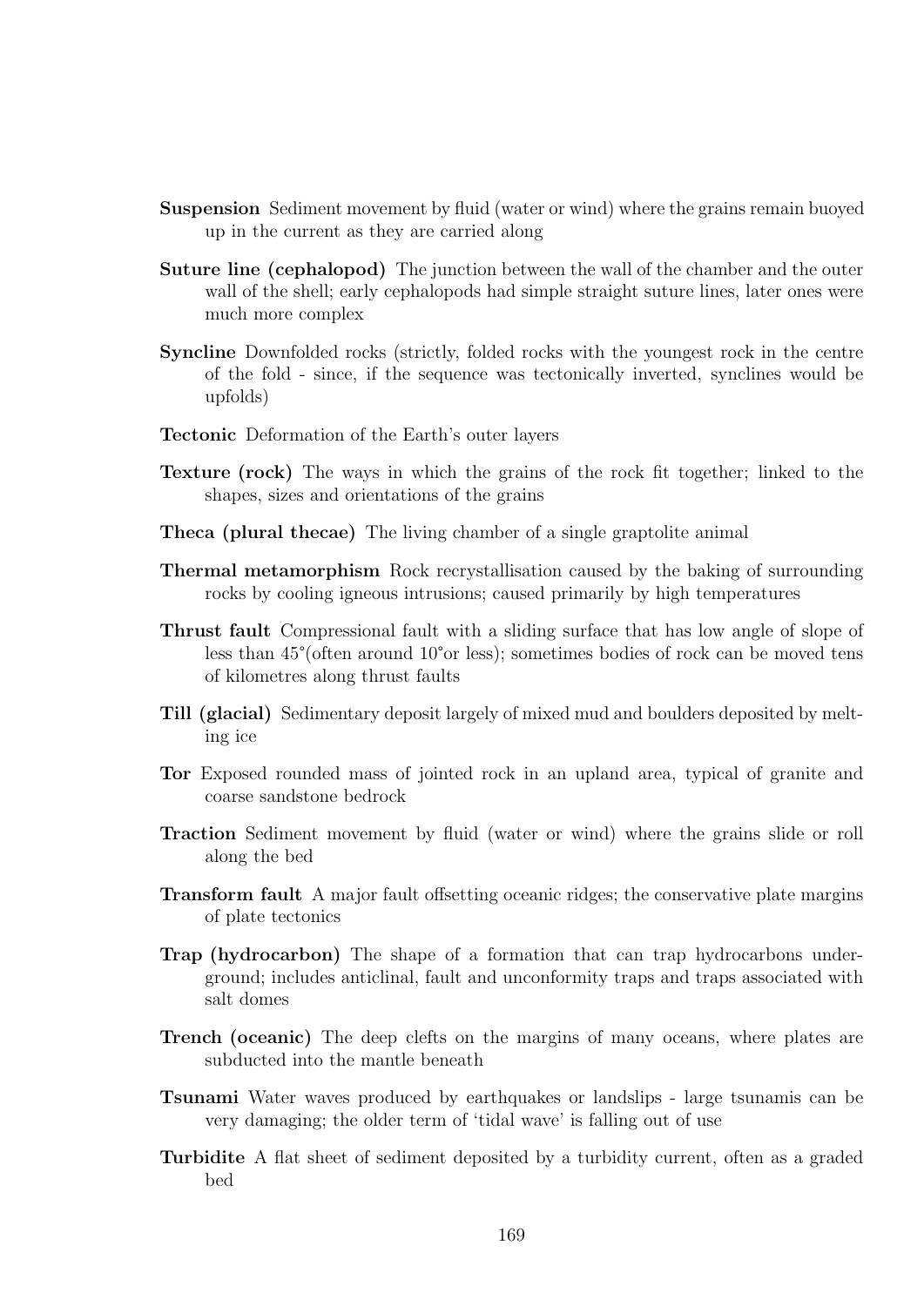**Suspension** Sediment movement by fluid (water or wind) where the grains remain buoyed up in the current as they are carried along

**Suture line (cephalopod)** The junction between the wall of the chamber and the outer wall of the shell; early cephalopods had simple straight suture lines, later ones were much more complex

**Syncline** Downfolded rocks (strictly, folded rocks with the youngest rock in the centre of the fold - since, if the sequence was tectonically inverted, synclines would be upfolds)

**Tectonic** Deformation of the Earth's outer layers

**Texture (rock)** The ways in which the grains of the rock fit together; linked to the shapes, sizes and orientations of the grains

**Theca (plural thecae)** The living chamber of a single graptolite animal

**Thermal metamorphism** Rock recrystallisation caused by the baking of surrounding rocks by cooling igneous intrusions; caused primarily by high temperatures

**Thrust fault** Compressional fault with a sliding surface that has low angle of slope of less than 45°(often around 10°or less); sometimes bodies of rock can be moved tens of kilometres along thrust faults

**Till (glacial)** Sedimentary deposit largely of mixed mud and boulders deposited by melting ice

**Tor** Exposed rounded mass of jointed rock in an upland area, typical of granite and coarse sandstone bedrock

**Traction** Sediment movement by fluid (water or wind) where the grains slide or roll along the bed

**Transform fault** A major fault offsetting oceanic ridges; the conservative plate margins of plate tectonics

**Trap (hydrocarbon)** The shape of a formation that can trap hydrocarbons underground; includes anticlinal, fault and unconformity traps and traps associated with salt domes

**Trench (oceanic)** The deep clefts on the margins of many oceans, where plates are subducted into the mantle beneath

**Tsunami** Water waves produced by earthquakes or landslips - large tsunamis can be very damaging; the older term of 'tidal wave' is falling out of use

**Turbidite** A flat sheet of sediment deposited by a turbidity current, often as a graded bed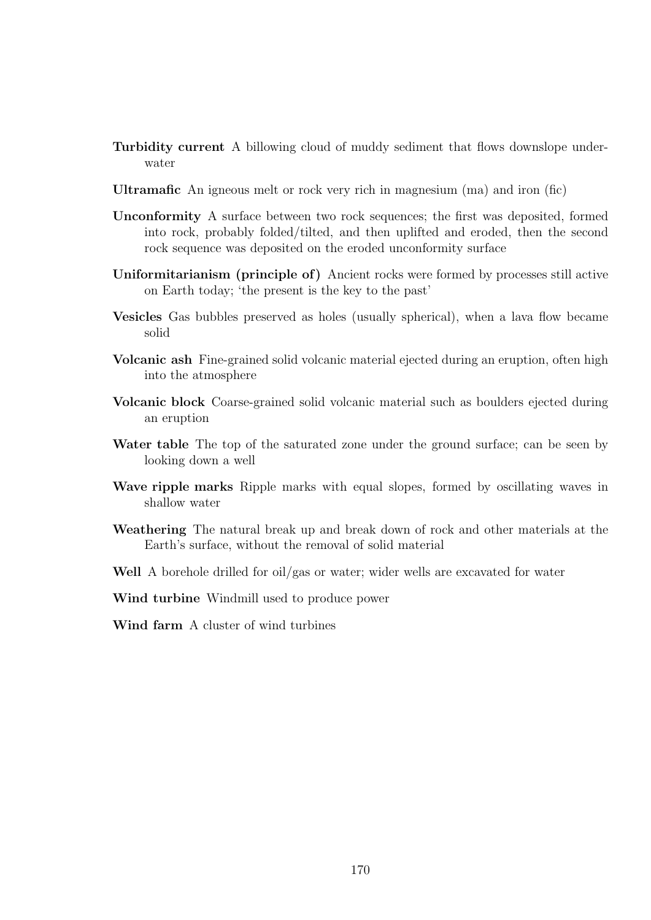**Turbidity current** A billowing cloud of muddy sediment that flows downslope underwater

**Ultramafic** An igneous melt or rock very rich in magnesium (ma) and iron (fic)

**Unconformity** A surface between two rock sequences; the first was deposited, formed into rock, probably folded/tilted, and then uplifted and eroded, then the second rock sequence was deposited on the eroded unconformity surface

**Uniformitarianism (principle of)** Ancient rocks were formed by processes still active on Earth today; 'the present is the key to the past'

**Vesicles** Gas bubbles preserved as holes (usually spherical), when a lava flow became solid

**Volcanic ash** Fine-grained solid volcanic material ejected during an eruption, often high into the atmosphere

**Volcanic block** Coarse-grained solid volcanic material such as boulders ejected during an eruption

**Water table** The top of the saturated zone under the ground surface; can be seen by looking down a well

**Wave ripple marks** Ripple marks with equal slopes, formed by oscillating waves in shallow water

**Weathering** The natural break up and break down of rock and other materials at the Earth's surface, without the removal of solid material

**Well** A borehole drilled for oil/gas or water; wider wells are excavated for water

**Wind turbine** Windmill used to produce power

**Wind farm** A cluster of wind turbines